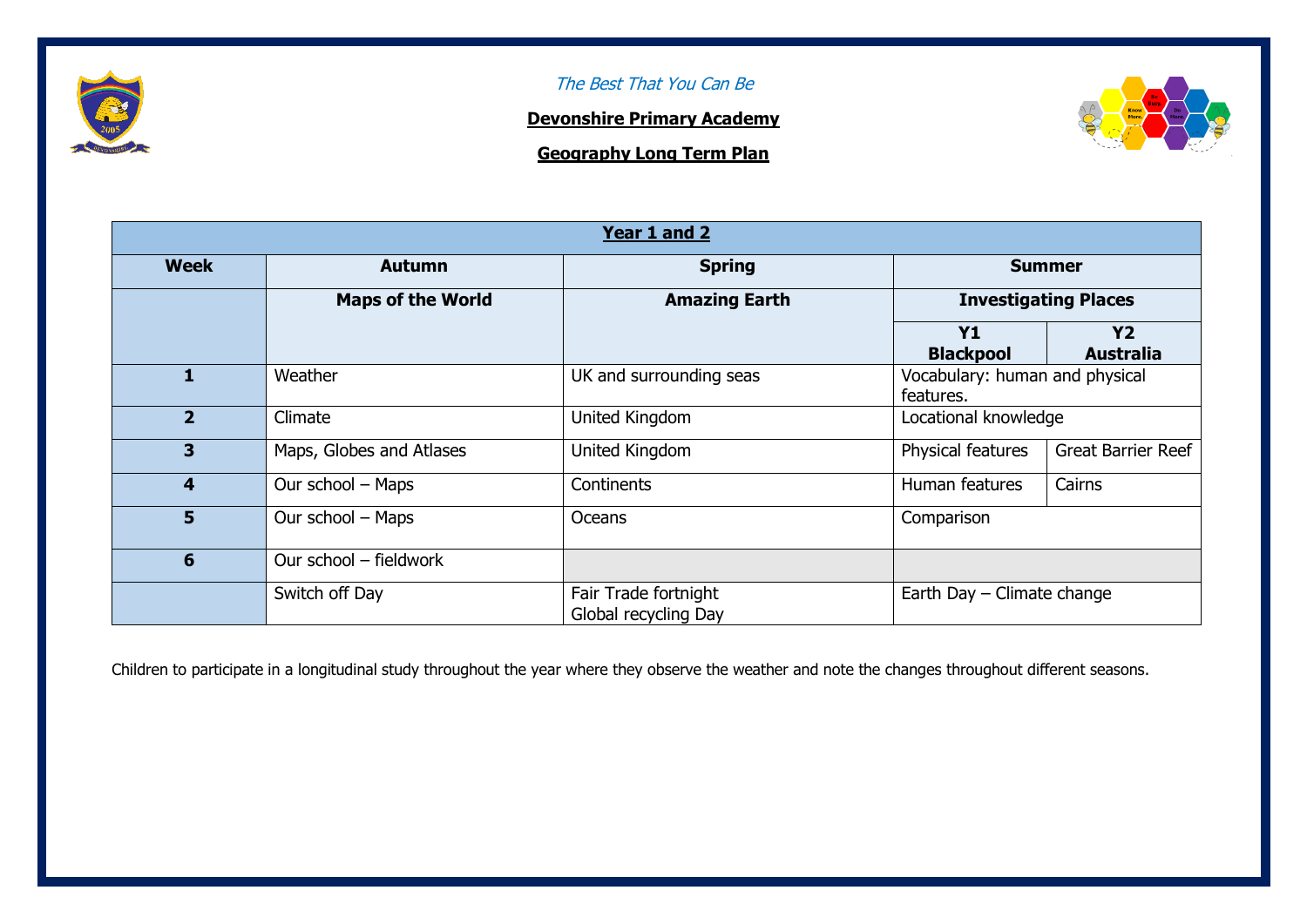*The Best That You Can Be*

**Devonshire Primary Academy**

**Geography Long Term Plan**

| **Year 1 and 2** | | | | |
|---|---|---|---|---|
| **Week** | **Autumn** | **Spring** | **Summer** | |
| | **Maps of the World** | **Amazing Earth** | **Investigating Places** | |
| | | | **Y1 Blackpool** | **Y2 Australia** |
| **1** | Weather | UK and surrounding seas | Vocabulary: human and physical features. | |
| **2** | Climate | United Kingdom | Locational knowledge | |
| **3** | Maps, Globes and Atlases | United Kingdom | Physical features | Great Barrier Reef |
| **4** | Our school – Maps | Continents | Human features | Cairns |
| **5** | Our school – Maps | Oceans | Comparison | |
| **6** | Our school – fieldwork | | | |
| | Switch off Day | Fair Trade fortnight<br>Global recycling Day | Earth Day – Climate change | |

Children to participate in a longitudinal study throughout the year where they observe the weather and note the changes throughout different seasons.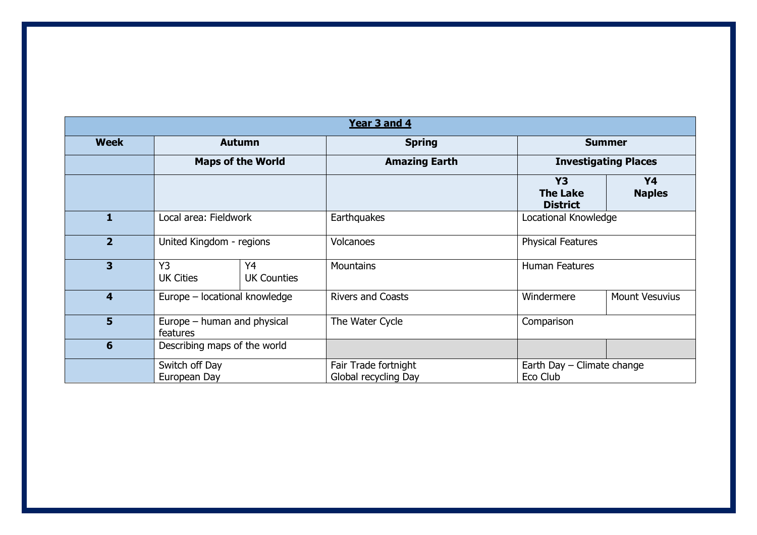| Year 3 and 4 | | | | | |
|---|---|---|---|---|---|
| **Week** | **Autumn** | | **Spring** | **Summer** | |
| | **Maps of the World** | | **Amazing Earth** | **Investigating Places** | |
| | | | | **Y3 The Lake District** | **Y4 Naples** |
| **1** | Local area: Fieldwork | | Earthquakes | Locational Knowledge | |
| **2** | United Kingdom - regions | | Volcanoes | Physical Features | |
| **3** | Y3 UK Cities | Y4 UK Counties | Mountains | Human Features | |
| **4** | Europe – locational knowledge | | Rivers and Coasts | Windermere | Mount Vesuvius |
| **5** | Europe – human and physical features | | The Water Cycle | Comparison | |
| **6** | Describing maps of the world | | | | |
| | Switch off Day<br>European Day | | Fair Trade fortnight<br>Global recycling Day | Earth Day – Climate change<br>Eco Club | |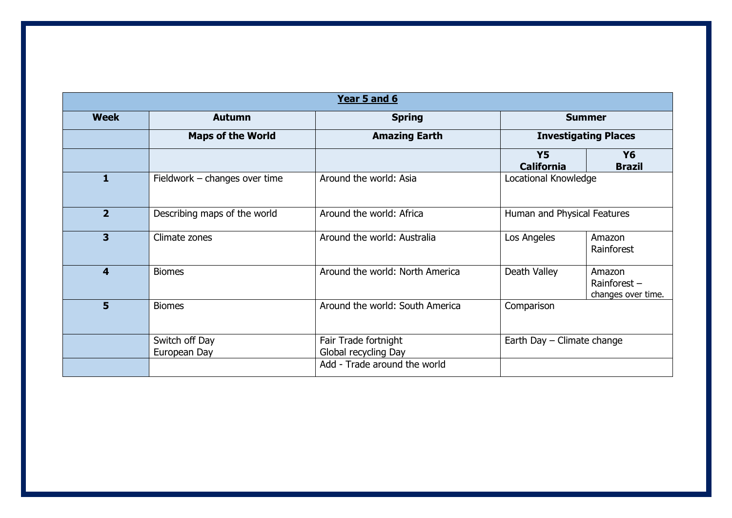| Year 5 and 6 | | | | |
|---|---|---|---|---|
| **Week** | **Autumn** | **Spring** | **Summer** | |
| | **Maps of the World** | **Amazing Earth** | **Investigating Places** | |
| | | | **Y5 California** | **Y6 Brazil** |
| **1** | Fieldwork – changes over time | Around the world: Asia | Locational Knowledge | |
| **2** | Describing maps of the world | Around the world: Africa | Human and Physical Features | |
| **3** | Climate zones | Around the world: Australia | Los Angeles | Amazon Rainforest |
| **4** | Biomes | Around the world: North America | Death Valley | Amazon Rainforest – changes over time. |
| **5** | Biomes | Around the world: South America | Comparison | |
| | Switch off Day<br>European Day | Fair Trade fortnight<br>Global recycling Day | Earth Day – Climate change | |
| | | Add - Trade around the world | | |